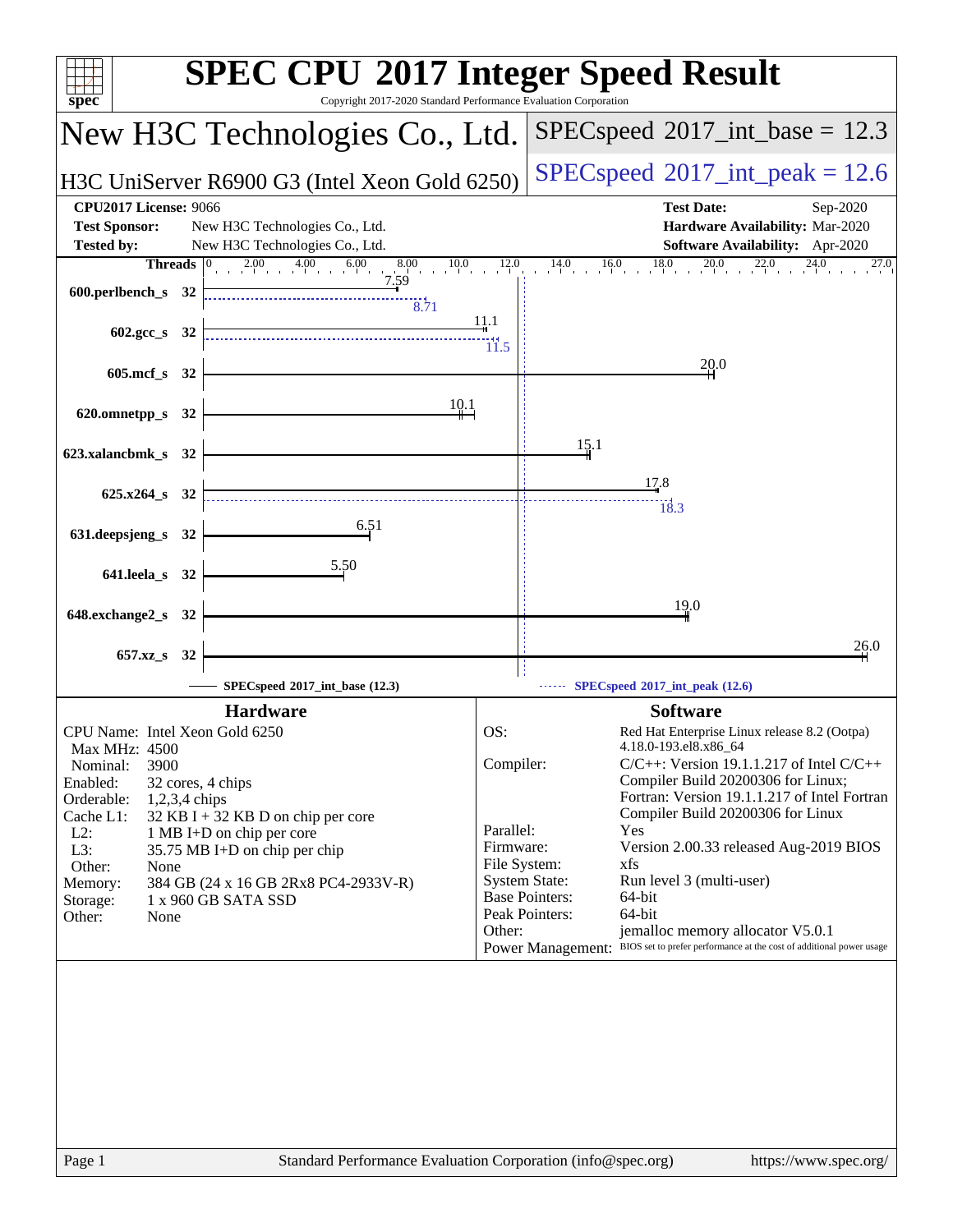# SPEC CPU 2017 Integer Speed Result

Copyright 2017-2020 Standard Performance Evaluation Corporation

## New H3C Technologies Co., Ltd.

**H3C UniServer R6900 G3 (Intel Xeon Gold 6250)**

SPECspeed 2017_int_base = 12.3

SPECspeed 2017_int_peak = 12.6

| | | | |
|---|---|---|---|
| **CPU2017 License:** | 9066 | **Test Date:** | Sep-2020 |
| **Test Sponsor:** | New H3C Technologies Co., Ltd. | **Hardware Availability:** | Mar-2020 |
| **Tested by:** | New H3C Technologies Co., Ltd. | **Software Availability:** | Apr-2020 |

| Benchmark | Threads | Base | Peak |
|---|---|---|---|
| 600.perlbench_s | 32 | 7.59 | 8.71 |
| 602.gcc_s | 32 | 11.1 | 11.5 |
| 605.mcf_s | 32 | 20.0 | |
| 620.omnetpp_s | 32 | 10.1 | |
| 623.xalancbmk_s | 32 | 15.1 | |
| 625.x264_s | 32 | 17.8 | 18.3 |
| 631.deepsjeng_s | 32 | 6.51 | |
| 641.leela_s | 32 | 5.50 | |
| 648.exchange2_s | 32 | 19.0 | |
| 657.xz_s | 32 | 26.0 | |

SPECspeed 2017_int_base (12.3) ------ SPECspeed 2017_int_peak (12.6)

### Hardware

- CPU Name: Intel Xeon Gold 6250
- Max MHz: 4500
- Nominal: 3900
- Enabled: 32 cores, 4 chips
- Orderable: 1,2,3,4 chips
- Cache L1: 32 KB I + 32 KB D on chip per core
- L2: 1 MB I+D on chip per core
- L3: 35.75 MB I+D on chip per chip
- Other: None
- Memory: 384 GB (24 x 16 GB 2Rx8 PC4-2933V-R)
- Storage: 1 x 960 GB SATA SSD
- Other: None

### Software

- OS: Red Hat Enterprise Linux release 8.2 (Ootpa) 4.18.0-193.el8.x86_64
- Compiler: C/C++: Version 19.1.1.217 of Intel C/C++ Compiler Build 20200306 for Linux; Fortran: Version 19.1.1.217 of Intel Fortran Compiler Build 20200306 for Linux
- Parallel: Yes
- Firmware: Version 2.00.33 released Aug-2019 BIOS
- File System: xfs
- System State: Run level 3 (multi-user)
- Base Pointers: 64-bit
- Peak Pointers: 64-bit
- Other: jemalloc memory allocator V5.0.1
- Power Management: BIOS set to prefer performance at the cost of additional power usage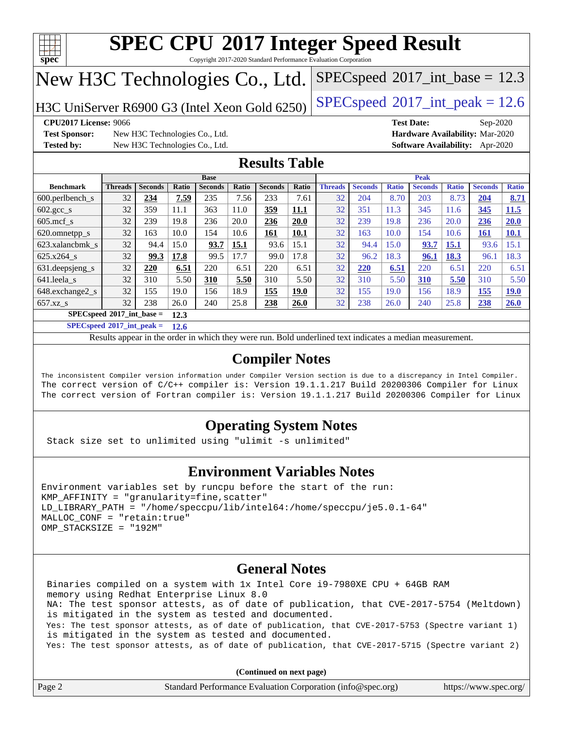# SPEC CPU 2017 Integer Speed Result

Copyright 2017-2020 Standard Performance Evaluation Corporation

## New H3C Technologies Co., Ltd.

**H3C UniServer R6900 G3 (Intel Xeon Gold 6250)**

SPECspeed 2017_int_base = 12.3

SPECspeed 2017_int_peak = 12.6

**CPU2017 License:** 9066
**Test Sponsor:** New H3C Technologies Co., Ltd.
**Tested by:** New H3C Technologies Co., Ltd.

**Test Date:** Sep-2020
**Hardware Availability:** Mar-2020
**Software Availability:** Apr-2020

## Results Table

| Benchmark | Base | | | | | | | Peak | | | | | | |
|---|---|---|---|---|---|---|---|---|---|---|---|---|---|---|
| | Threads | Seconds | Ratio | Seconds | Ratio | Seconds | Ratio | Threads | Seconds | Ratio | Seconds | Ratio | Seconds | Ratio |
| 600.perlbench_s | 32 | **234** | **7.59** | 235 | 7.56 | 233 | 7.61 | 32 | 204 | 8.70 | 203 | 8.73 | **204** | **8.71** |
| 602.gcc_s | 32 | 359 | 11.1 | 363 | 11.0 | **359** | **11.1** | 32 | 351 | 11.3 | 345 | 11.6 | **345** | **11.5** |
| 605.mcf_s | 32 | 239 | 19.8 | 236 | 20.0 | **236** | **20.0** | 32 | 239 | 19.8 | 236 | 20.0 | **236** | **20.0** |
| 620.omnetpp_s | 32 | 163 | 10.0 | 154 | 10.6 | **161** | **10.1** | 32 | 163 | 10.0 | 154 | 10.6 | **161** | **10.1** |
| 623.xalancbmk_s | 32 | 94.4 | 15.0 | **93.7** | **15.1** | 93.6 | 15.1 | 32 | 94.4 | 15.0 | **93.7** | **15.1** | 93.6 | 15.1 |
| 625.x264_s | 32 | **99.3** | **17.8** | 99.5 | 17.7 | 99.0 | 17.8 | 32 | 96.2 | 18.3 | **96.1** | **18.3** | 96.1 | 18.3 |
| 631.deepsjeng_s | 32 | **220** | **6.51** | 220 | 6.51 | 220 | 6.51 | 32 | **220** | **6.51** | 220 | 6.51 | 220 | 6.51 |
| 641.leela_s | 32 | 310 | 5.50 | **310** | **5.50** | 310 | 5.50 | 32 | 310 | 5.50 | **310** | **5.50** | 310 | 5.50 |
| 648.exchange2_s | 32 | 155 | 19.0 | 156 | 18.9 | **155** | **19.0** | 32 | 155 | 19.0 | 156 | 18.9 | **155** | **19.0** |
| 657.xz_s | 32 | 238 | 26.0 | 240 | 25.8 | **238** | **26.0** | 32 | 238 | 26.0 | 240 | 25.8 | **238** | **26.0** |

**SPECspeed 2017_int_base = 12.3**

**SPECspeed 2017_int_peak = 12.6**

Results appear in the order in which they were run. Bold underlined text indicates a median measurement.

## Compiler Notes

```
The inconsistent Compiler version information under Compiler Version section is due to a discrepancy in Intel Compiler.
The correct version of C/C++ compiler is: Version 19.1.1.217 Build 20200306 Compiler for Linux
The correct version of Fortran compiler is: Version 19.1.1.217 Build 20200306 Compiler for Linux
```

## Operating System Notes

```
Stack size set to unlimited using "ulimit -s unlimited"
```

## Environment Variables Notes

```
Environment variables set by runcpu before the start of the run:
KMP_AFFINITY = "granularity=fine,scatter"
LD_LIBRARY_PATH = "/home/speccpu/lib/intel64:/home/speccpu/je5.0.1-64"
MALLOC_CONF = "retain:true"
OMP_STACKSIZE = "192M"
```

## General Notes

```
Binaries compiled on a system with 1x Intel Core i9-7980XE CPU + 64GB RAM
memory using Redhat Enterprise Linux 8.0
NA: The test sponsor attests, as of date of publication, that CVE-2017-5754 (Meltdown)
is mitigated in the system as tested and documented.
Yes: The test sponsor attests, as of date of publication, that CVE-2017-5753 (Spectre variant 1)
is mitigated in the system as tested and documented.
Yes: The test sponsor attests, as of date of publication, that CVE-2017-5715 (Spectre variant 2)
```

**(Continued on next page)**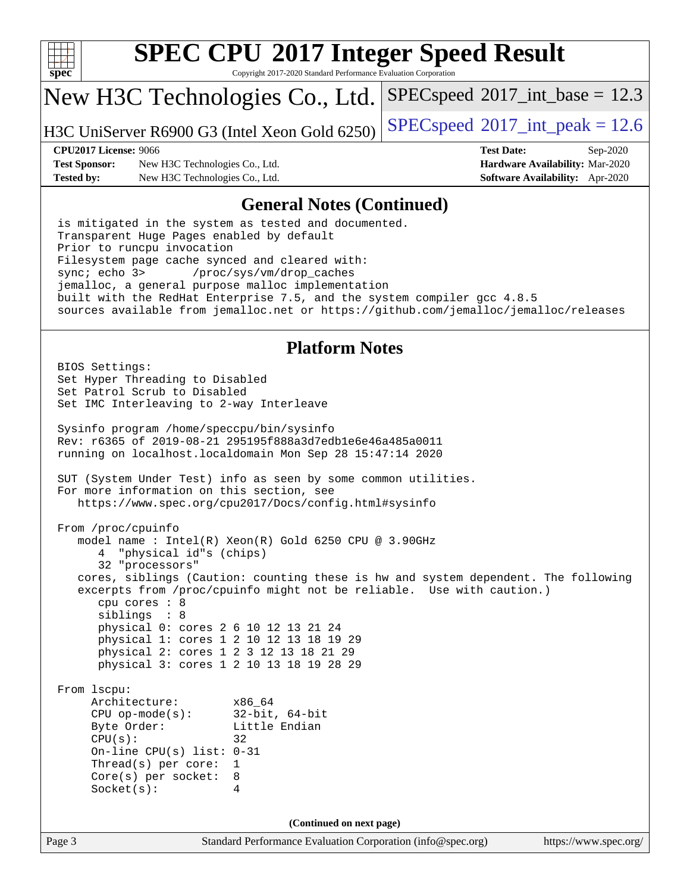# SPEC CPU 2017 Integer Speed Result

Copyright 2017-2020 Standard Performance Evaluation Corporation

## New H3C Technologies Co., Ltd.

H3C UniServer R6900 G3 (Intel Xeon Gold 6250)

SPECspeed 2017_int_base = 12.3

SPECspeed 2017_int_peak = 12.6

**CPU2017 License:** 9066
**Test Sponsor:** New H3C Technologies Co., Ltd.
**Tested by:** New H3C Technologies Co., Ltd.

**Test Date:** Sep-2020
**Hardware Availability:** Mar-2020
**Software Availability:** Apr-2020

## General Notes (Continued)

```
is mitigated in the system as tested and documented.
Transparent Huge Pages enabled by default
Prior to runcpu invocation
Filesystem page cache synced and cleared with:
sync; echo 3>       /proc/sys/vm/drop_caches
jemalloc, a general purpose malloc implementation
built with the RedHat Enterprise 7.5, and the system compiler gcc 4.8.5
sources available from jemalloc.net or https://github.com/jemalloc/jemalloc/releases
```

## Platform Notes

```
BIOS Settings:
Set Hyper Threading to Disabled
Set Patrol Scrub to Disabled
Set IMC Interleaving to 2-way Interleave

Sysinfo program /home/speccpu/bin/sysinfo
Rev: r6365 of 2019-08-21 295195f888a3d7edb1e6e46a485a0011
running on localhost.localdomain Mon Sep 28 15:47:14 2020

SUT (System Under Test) info as seen by some common utilities.
For more information on this section, see
   https://www.spec.org/cpu2017/Docs/config.html#sysinfo

From /proc/cpuinfo
   model name : Intel(R) Xeon(R) Gold 6250 CPU @ 3.90GHz
      4  "physical id"s (chips)
      32 "processors"
   cores, siblings (Caution: counting these is hw and system dependent. The following
   excerpts from /proc/cpuinfo might not be reliable.  Use with caution.)
      cpu cores : 8
      siblings  : 8
      physical 0: cores 2 6 10 12 13 21 24
      physical 1: cores 1 2 10 12 13 18 19 29
      physical 2: cores 1 2 3 12 13 18 21 29
      physical 3: cores 1 2 10 13 18 19 28 29

From lscpu:
     Architecture:          x86_64
     CPU op-mode(s):        32-bit, 64-bit
     Byte Order:            Little Endian
     CPU(s):                32
     On-line CPU(s) list: 0-31
     Thread(s) per core:  1
     Core(s) per socket:  8
     Socket(s):           4
```

**(Continued on next page)**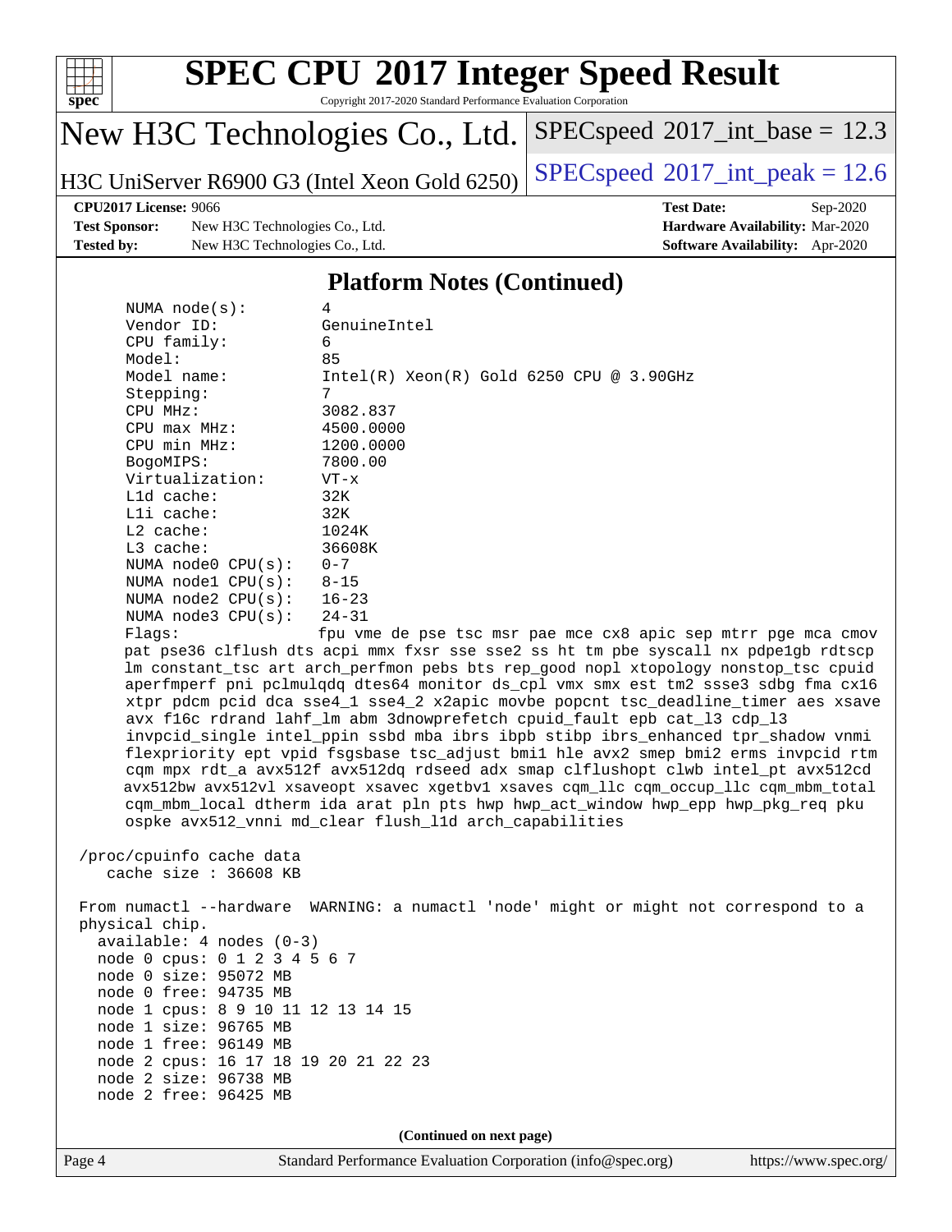## Platform Notes (Continued)

```
NUMA node(s):          4
Vendor ID:             GenuineIntel
CPU family:            6
Model:                 85
Model name:            Intel(R) Xeon(R) Gold 6250 CPU @ 3.90GHz
Stepping:              7
CPU MHz:               3082.837
CPU max MHz:           4500.0000
CPU min MHz:           1200.0000
BogoMIPS:              7800.00
Virtualization:        VT-x
L1d cache:             32K
L1i cache:             32K
L2 cache:              1024K
L3 cache:              36608K
NUMA node0 CPU(s):     0-7
NUMA node1 CPU(s):     8-15
NUMA node2 CPU(s):     16-23
NUMA node3 CPU(s):     24-31
Flags:                 fpu vme de pse tsc msr pae mce cx8 apic sep mtrr pge mca cmov
pat pse36 clflush dts acpi mmx fxsr sse sse2 ss ht tm pbe syscall nx pdpe1gb rdtscp
lm constant_tsc art arch_perfmon pebs bts rep_good nopl xtopology nonstop_tsc cpuid
aperfmperf pni pclmulqdq dtes64 monitor ds_cpl vmx smx est tm2 ssse3 sdbg fma cx16
xtpr pdcm pcid dca sse4_1 sse4_2 x2apic movbe popcnt tsc_deadline_timer aes xsave
avx f16c rdrand lahf_lm abm 3dnowprefetch cpuid_fault epb cat_l3 cdp_l3
invpcid_single intel_ppin ssbd mba ibrs ibpb stibp ibrs_enhanced tpr_shadow vnmi
flexpriority ept vpid fsgsbase tsc_adjust bmi1 hle avx2 smep bmi2 erms invpcid rtm
cqm mpx rdt_a avx512f avx512dq rdseed adx smap clflushopt clwb intel_pt avx512cd
avx512bw avx512vl xsaveopt xsavec xgetbv1 xsaves cqm_llc cqm_occup_llc cqm_mbm_total
cqm_mbm_local dtherm ida arat pln pts hwp hwp_act_window hwp_epp hwp_pkg_req pku
ospke avx512_vnni md_clear flush_l1d arch_capabilities

/proc/cpuinfo cache data
   cache size : 36608 KB

From numactl --hardware  WARNING: a numactl 'node' might or might not correspond to a
physical chip.
  available: 4 nodes (0-3)
  node 0 cpus: 0 1 2 3 4 5 6 7
  node 0 size: 95072 MB
  node 0 free: 94735 MB
  node 1 cpus: 8 9 10 11 12 13 14 15
  node 1 size: 96765 MB
  node 1 free: 96149 MB
  node 2 cpus: 16 17 18 19 20 21 22 23
  node 2 size: 96738 MB
  node 2 free: 96425 MB
```

**(Continued on next page)**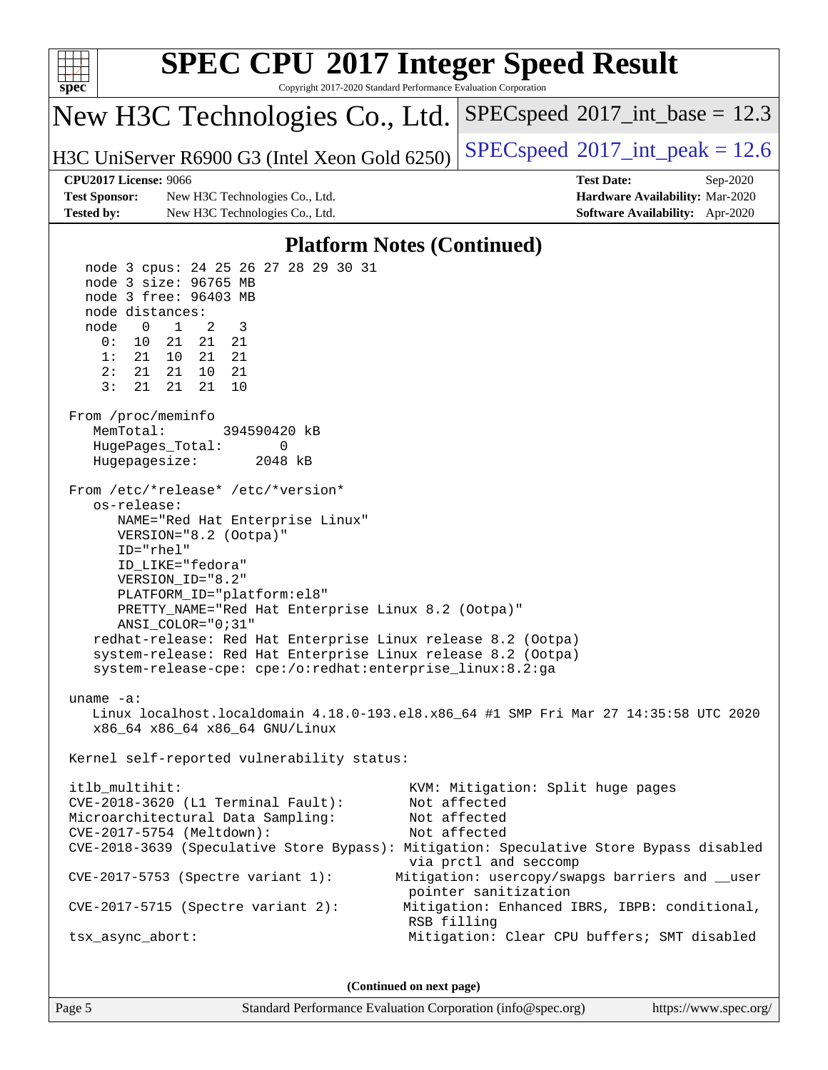## Platform Notes (Continued)

```
   node 3 cpus: 24 25 26 27 28 29 30 31
   node 3 size: 96765 MB
   node 3 free: 96403 MB
   node distances:
   node   0   1   2   3
     0:  10  21  21  21
     1:  21  10  21  21
     2:  21  21  10  21
     3:  21  21  21  10

 From /proc/meminfo
    MemTotal:       394590420 kB
    HugePages_Total:       0
    Hugepagesize:       2048 kB

 From /etc/*release* /etc/*version*
    os-release:
       NAME="Red Hat Enterprise Linux"
       VERSION="8.2 (Ootpa)"
       ID="rhel"
       ID_LIKE="fedora"
       VERSION_ID="8.2"
       PLATFORM_ID="platform:el8"
       PRETTY_NAME="Red Hat Enterprise Linux 8.2 (Ootpa)"
       ANSI_COLOR="0;31"
    redhat-release: Red Hat Enterprise Linux release 8.2 (Ootpa)
    system-release: Red Hat Enterprise Linux release 8.2 (Ootpa)
    system-release-cpe: cpe:/o:redhat:enterprise_linux:8.2:ga

 uname -a:
    Linux localhost.localdomain 4.18.0-193.el8.x86_64 #1 SMP Fri Mar 27 14:35:58 UTC 2020
    x86_64 x86_64 x86_64 GNU/Linux

 Kernel self-reported vulnerability status:

 itlb_multihit:                                   KVM: Mitigation: Split huge pages
 CVE-2018-3620 (L1 Terminal Fault):               Not affected
 Microarchitectural Data Sampling:                Not affected
 CVE-2017-5754 (Meltdown):                        Not affected
 CVE-2018-3639 (Speculative Store Bypass): Mitigation: Speculative Store Bypass disabled
                                                  via prctl and seccomp
 CVE-2017-5753 (Spectre variant 1):             Mitigation: usercopy/swapgs barriers and __user
                                                  pointer sanitization
 CVE-2017-5715 (Spectre variant 2):              Mitigation: Enhanced IBRS, IBPB: conditional,
                                                  RSB filling
 tsx_async_abort:                                 Mitigation: Clear CPU buffers; SMT disabled
```

(Continued on next page)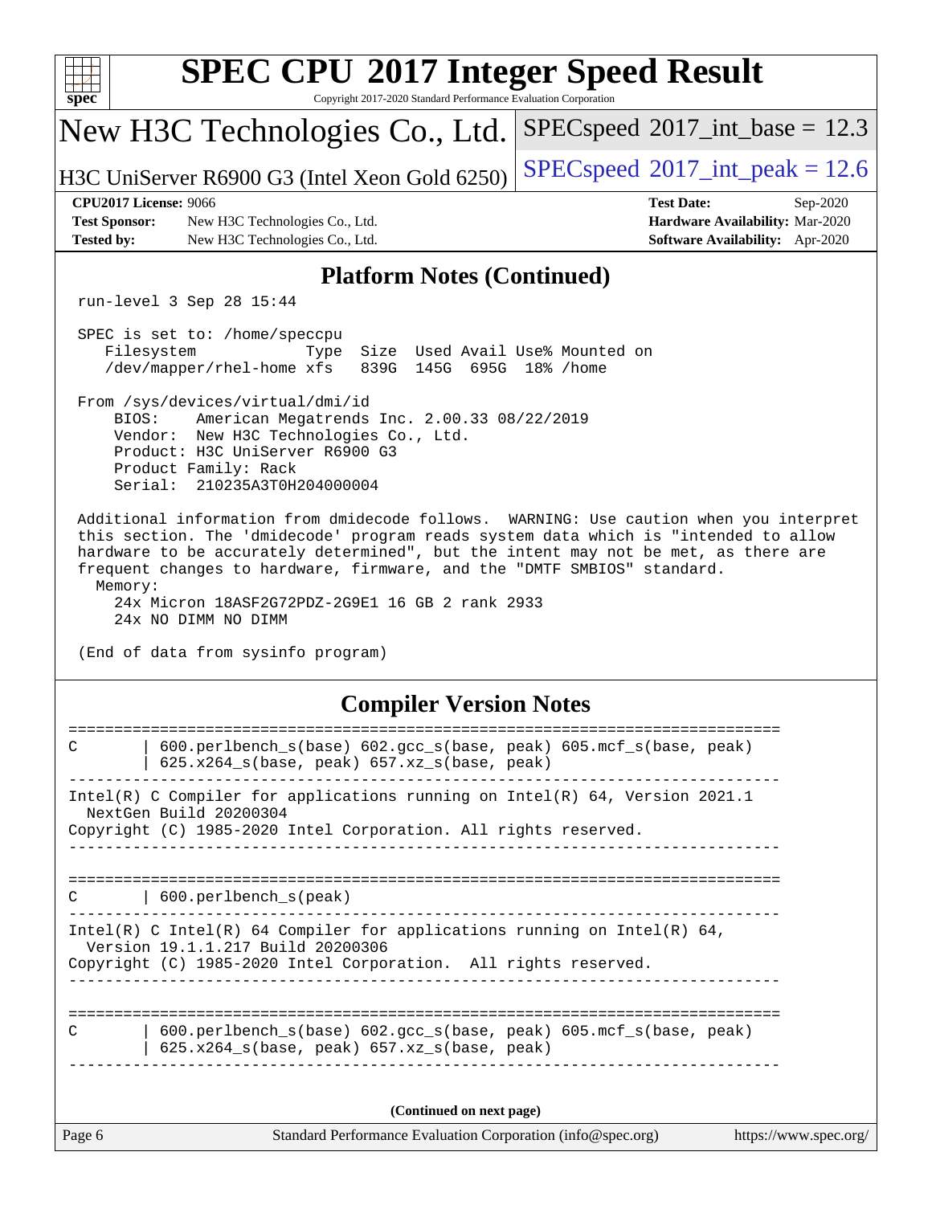## Platform Notes (Continued)

```
run-level 3 Sep 28 15:44

SPEC is set to: /home/speccpu
   Filesystem            Type  Size  Used Avail Use% Mounted on
   /dev/mapper/rhel-home xfs   839G  145G  695G  18% /home

From /sys/devices/virtual/dmi/id
    BIOS:    American Megatrends Inc. 2.00.33 08/22/2019
    Vendor:  New H3C Technologies Co., Ltd.
    Product: H3C UniServer R6900 G3
    Product Family: Rack
    Serial:  210235A3T0H204000004

Additional information from dmidecode follows.  WARNING: Use caution when you interpret
this section. The 'dmidecode' program reads system data which is "intended to allow
hardware to be accurately determined", but the intent may not be met, as there are
frequent changes to hardware, firmware, and the "DMTF SMBIOS" standard.
  Memory:
    24x Micron 18ASF2G72PDZ-2G9E1 16 GB 2 rank 2933
    24x NO DIMM NO DIMM

(End of data from sysinfo program)
```

## Compiler Version Notes

```
==============================================================================
C       | 600.perlbench_s(base) 602.gcc_s(base, peak) 605.mcf_s(base, peak)
        | 625.x264_s(base, peak) 657.xz_s(base, peak)
------------------------------------------------------------------------------
Intel(R) C Compiler for applications running on Intel(R) 64, Version 2021.1
  NextGen Build 20200304
Copyright (C) 1985-2020 Intel Corporation. All rights reserved.
------------------------------------------------------------------------------

==============================================================================
C       | 600.perlbench_s(peak)
------------------------------------------------------------------------------
Intel(R) C Intel(R) 64 Compiler for applications running on Intel(R) 64,
  Version 19.1.1.217 Build 20200306
Copyright (C) 1985-2020 Intel Corporation.  All rights reserved.
------------------------------------------------------------------------------

==============================================================================
C       | 600.perlbench_s(base) 602.gcc_s(base, peak) 605.mcf_s(base, peak)
        | 625.x264_s(base, peak) 657.xz_s(base, peak)
------------------------------------------------------------------------------
```

(Continued on next page)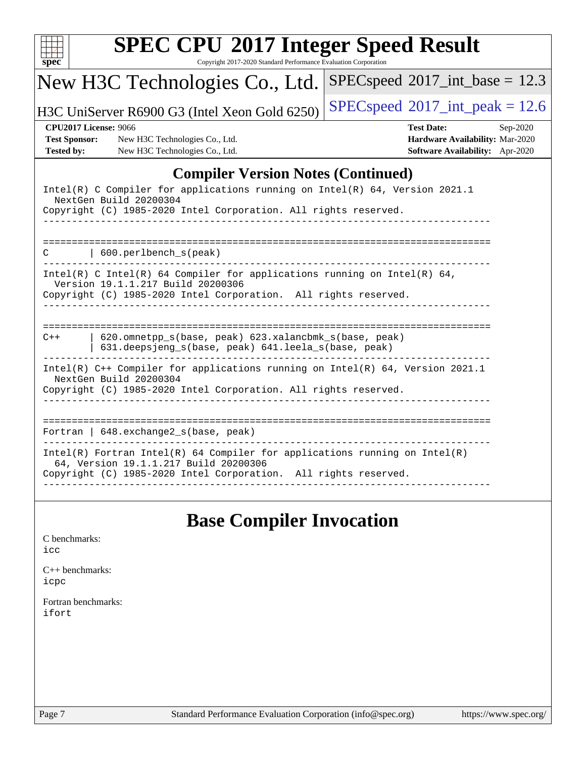## Compiler Version Notes (Continued)

```
Intel(R) C Compiler for applications running on Intel(R) 64, Version 2021.1
  NextGen Build 20200304
Copyright (C) 1985-2020 Intel Corporation. All rights reserved.
------------------------------------------------------------------------------

==============================================================================
C       | 600.perlbench_s(peak)
------------------------------------------------------------------------------
Intel(R) C Intel(R) 64 Compiler for applications running on Intel(R) 64,
  Version 19.1.1.217 Build 20200306
Copyright (C) 1985-2020 Intel Corporation.  All rights reserved.
------------------------------------------------------------------------------

==============================================================================
C++     | 620.omnetpp_s(base, peak) 623.xalancbmk_s(base, peak)
        | 631.deepsjeng_s(base, peak) 641.leela_s(base, peak)
------------------------------------------------------------------------------
Intel(R) C++ Compiler for applications running on Intel(R) 64, Version 2021.1
  NextGen Build 20200304
Copyright (C) 1985-2020 Intel Corporation. All rights reserved.
------------------------------------------------------------------------------

==============================================================================
Fortran | 648.exchange2_s(base, peak)
------------------------------------------------------------------------------
Intel(R) Fortran Intel(R) 64 Compiler for applications running on Intel(R)
  64, Version 19.1.1.217 Build 20200306
Copyright (C) 1985-2020 Intel Corporation.  All rights reserved.
------------------------------------------------------------------------------
```

## Base Compiler Invocation

C benchmarks:
icc

C++ benchmarks:
icpc

Fortran benchmarks:
ifort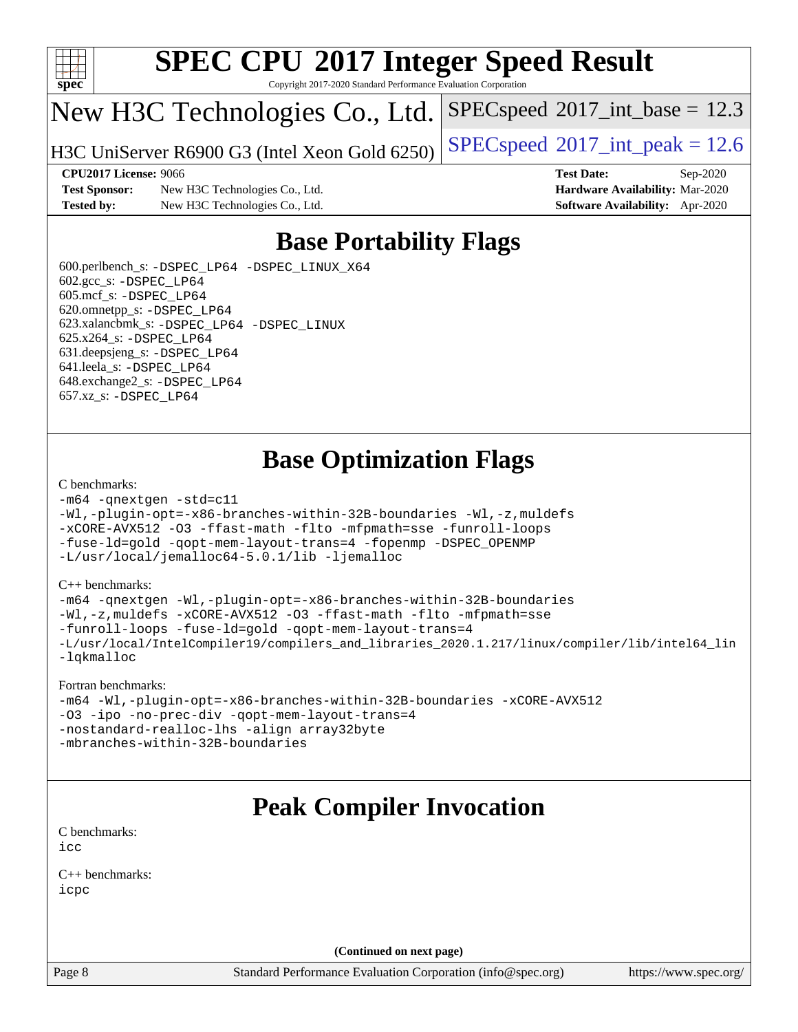# Base Portability Flags

600.perlbench_s: -DSPEC_LP64 -DSPEC_LINUX_X64
602.gcc_s: -DSPEC_LP64
605.mcf_s: -DSPEC_LP64
620.omnetpp_s: -DSPEC_LP64
623.xalancbmk_s: -DSPEC_LP64 -DSPEC_LINUX
625.x264_s: -DSPEC_LP64
631.deepsjeng_s: -DSPEC_LP64
641.leela_s: -DSPEC_LP64
648.exchange2_s: -DSPEC_LP64
657.xz_s: -DSPEC_LP64

# Base Optimization Flags

C benchmarks:

```
-m64 -qnextgen -std=c11
-Wl,-plugin-opt=-x86-branches-within-32B-boundaries -Wl,-z,muldefs
-xCORE-AVX512 -O3 -ffast-math -flto -mfpmath=sse -funroll-loops
-fuse-ld=gold -qopt-mem-layout-trans=4 -fopenmp -DSPEC_OPENMP
-L/usr/local/jemalloc64-5.0.1/lib -ljemalloc
```

C++ benchmarks:

```
-m64 -qnextgen -Wl,-plugin-opt=-x86-branches-within-32B-boundaries
-Wl,-z,muldefs -xCORE-AVX512 -O3 -ffast-math -flto -mfpmath=sse
-funroll-loops -fuse-ld=gold -qopt-mem-layout-trans=4
-L/usr/local/IntelCompiler19/compilers_and_libraries_2020.1.217/linux/compiler/lib/intel64_lin
-lqkmalloc
```

Fortran benchmarks:

```
-m64 -Wl,-plugin-opt=-x86-branches-within-32B-boundaries -xCORE-AVX512
-O3 -ipo -no-prec-div -qopt-mem-layout-trans=4
-nostandard-realloc-lhs -align array32byte
-mbranches-within-32B-boundaries
```

# Peak Compiler Invocation

C benchmarks:
icc

C++ benchmarks:
icpc

(Continued on next page)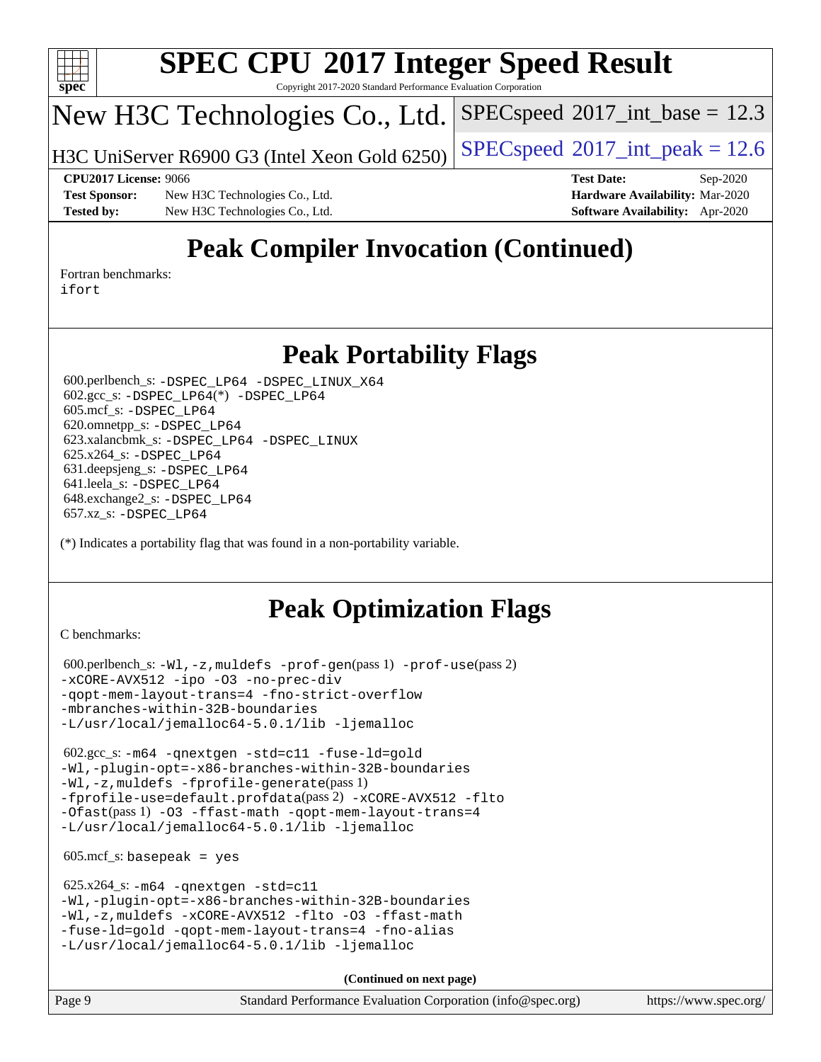# SPEC CPU 2017 Integer Speed Result

Copyright 2017-2020 Standard Performance Evaluation Corporation

New H3C Technologies Co., Ltd.

H3C UniServer R6900 G3 (Intel Xeon Gold 6250)

SPECspeed 2017_int_base = 12.3

SPECspeed 2017_int_peak = 12.6

**CPU2017 License:** 9066
**Test Sponsor:** New H3C Technologies Co., Ltd.
**Tested by:** New H3C Technologies Co., Ltd.

**Test Date:** Sep-2020
**Hardware Availability:** Mar-2020
**Software Availability:** Apr-2020

## Peak Compiler Invocation (Continued)

Fortran benchmarks:
ifort

## Peak Portability Flags

600.perlbench_s: -DSPEC_LP64 -DSPEC_LINUX_X64
602.gcc_s: -DSPEC_LP64(*) -DSPEC_LP64
605.mcf_s: -DSPEC_LP64
620.omnetpp_s: -DSPEC_LP64
623.xalancbmk_s: -DSPEC_LP64 -DSPEC_LINUX
625.x264_s: -DSPEC_LP64
631.deepsjeng_s: -DSPEC_LP64
641.leela_s: -DSPEC_LP64
648.exchange2_s: -DSPEC_LP64
657.xz_s: -DSPEC_LP64

(*) Indicates a portability flag that was found in a non-portability variable.

## Peak Optimization Flags

C benchmarks:

600.perlbench_s: -Wl,-z,muldefs -prof-gen(pass 1) -prof-use(pass 2)
-xCORE-AVX512 -ipo -O3 -no-prec-div
-qopt-mem-layout-trans=4 -fno-strict-overflow
-mbranches-within-32B-boundaries
-L/usr/local/jemalloc64-5.0.1/lib -ljemalloc

602.gcc_s: -m64 -qnextgen -std=c11 -fuse-ld=gold
-Wl,-plugin-opt=-x86-branches-within-32B-boundaries
-Wl,-z,muldefs -fprofile-generate(pass 1)
-fprofile-use=default.profdata(pass 2) -xCORE-AVX512 -flto
-Ofast(pass 1) -O3 -ffast-math -qopt-mem-layout-trans=4
-L/usr/local/jemalloc64-5.0.1/lib -ljemalloc

605.mcf_s: basepeak = yes

625.x264_s: -m64 -qnextgen -std=c11
-Wl,-plugin-opt=-x86-branches-within-32B-boundaries
-Wl,-z,muldefs -xCORE-AVX512 -flto -O3 -ffast-math
-fuse-ld=gold -qopt-mem-layout-trans=4 -fno-alias
-L/usr/local/jemalloc64-5.0.1/lib -ljemalloc

**(Continued on next page)**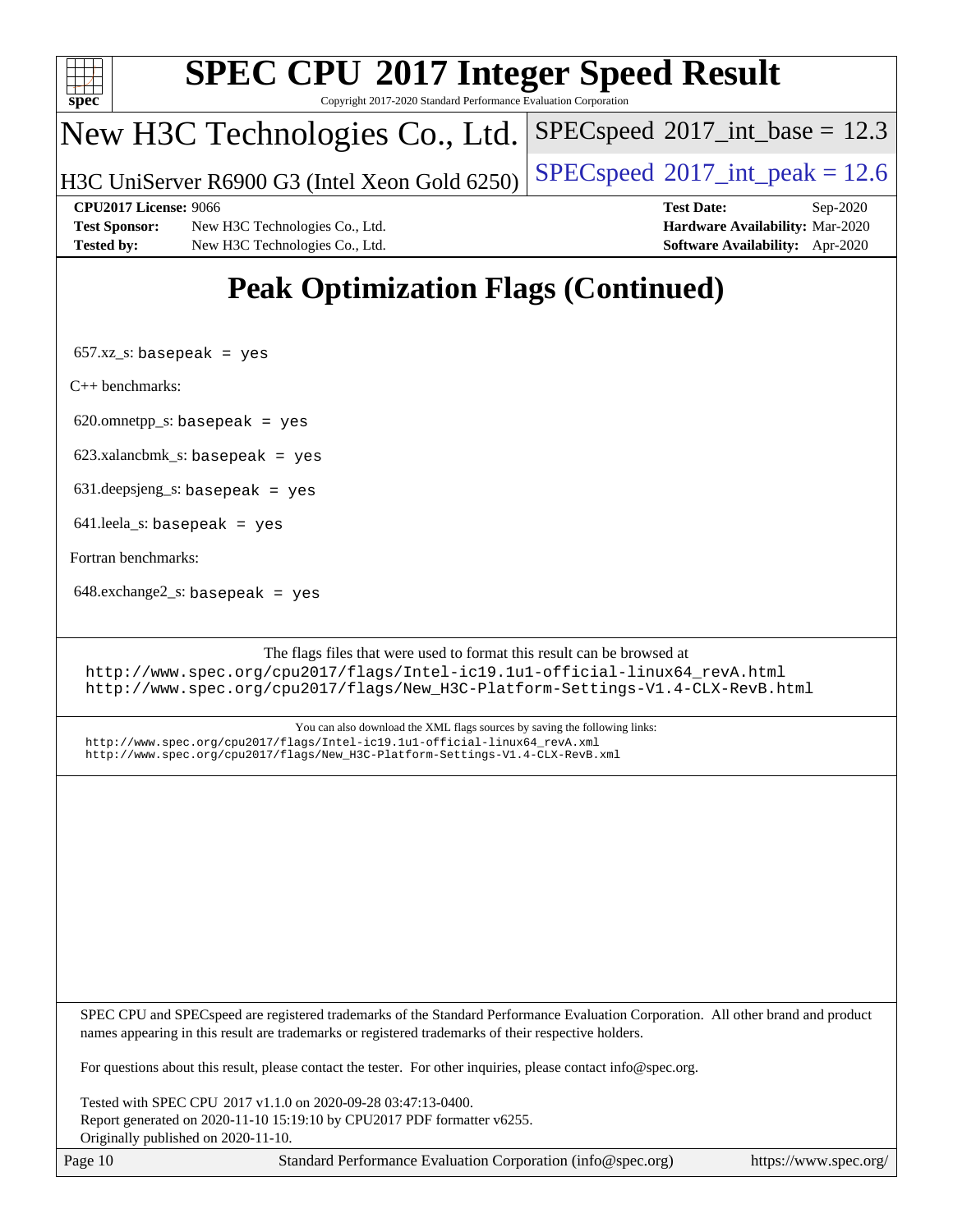# SPEC CPU 2017 Integer Speed Result

Copyright 2017-2020 Standard Performance Evaluation Corporation

## New H3C Technologies Co., Ltd.

H3C UniServer R6900 G3 (Intel Xeon Gold 6250)

SPECspeed 2017_int_base = 12.3

SPECspeed 2017_int_peak = 12.6

**CPU2017 License:** 9066
**Test Sponsor:** New H3C Technologies Co., Ltd.
**Tested by:** New H3C Technologies Co., Ltd.

**Test Date:** Sep-2020
**Hardware Availability:** Mar-2020
**Software Availability:** Apr-2020

# Peak Optimization Flags (Continued)

657.xz_s: `basepeak = yes`

C++ benchmarks:

620.omnetpp_s: `basepeak = yes`

623.xalancbmk_s: `basepeak = yes`

631.deepsjeng_s: `basepeak = yes`

641.leela_s: `basepeak = yes`

Fortran benchmarks:

648.exchange2_s: `basepeak = yes`

The flags files that were used to format this result can be browsed at
http://www.spec.org/cpu2017/flags/Intel-ic19.1u1-official-linux64_revA.html
http://www.spec.org/cpu2017/flags/New_H3C-Platform-Settings-V1.4-CLX-RevB.html

You can also download the XML flags sources by saving the following links:
http://www.spec.org/cpu2017/flags/Intel-ic19.1u1-official-linux64_revA.xml
http://www.spec.org/cpu2017/flags/New_H3C-Platform-Settings-V1.4-CLX-RevB.xml

SPEC CPU and SPECspeed are registered trademarks of the Standard Performance Evaluation Corporation. All other brand and product names appearing in this result are trademarks or registered trademarks of their respective holders.

For questions about this result, please contact the tester. For other inquiries, please contact info@spec.org.

Tested with SPEC CPU 2017 v1.1.0 on 2020-09-28 03:47:13-0400.
Report generated on 2020-11-10 15:19:10 by CPU2017 PDF formatter v6255.
Originally published on 2020-11-10.